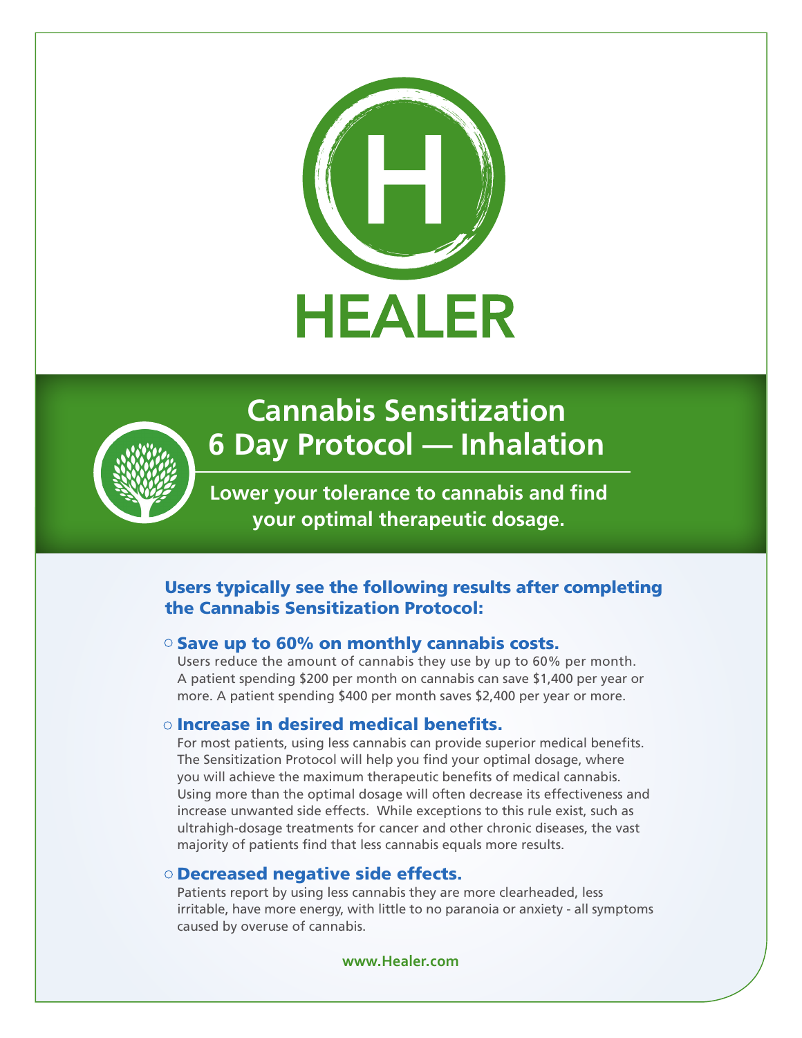# HEALER

## Cannabis Sensitization 6 Day Protocol — Inhalation

**Lower your tolerance to cannabis and find your optimal therapeutic dosage.**

### Users typically see the following results after completing the Cannabis Sensitization Protocol:

- **Save up to 60% on monthly cannabis costs.**
  Users reduce the amount of cannabis they use by up to 60% per month. A patient spending $200 per month on cannabis can save $1,400 per year or more. A patient spending $400 per month saves $2,400 per year or more.

- **Increase in desired medical benefits.**
  For most patients, using less cannabis can provide superior medical benefits. The Sensitization Protocol will help you find your optimal dosage, where you will achieve the maximum therapeutic benefits of medical cannabis. Using more than the optimal dosage will often decrease its effectiveness and increase unwanted side effects. While exceptions to this rule exist, such as ultrahigh-dosage treatments for cancer and other chronic diseases, the vast majority of patients find that less cannabis equals more results.

- **Decreased negative side effects.**
  Patients report by using less cannabis they are more clearheaded, less irritable, have more energy, with little to no paranoia or anxiety - all symptoms caused by overuse of cannabis.

www.Healer.com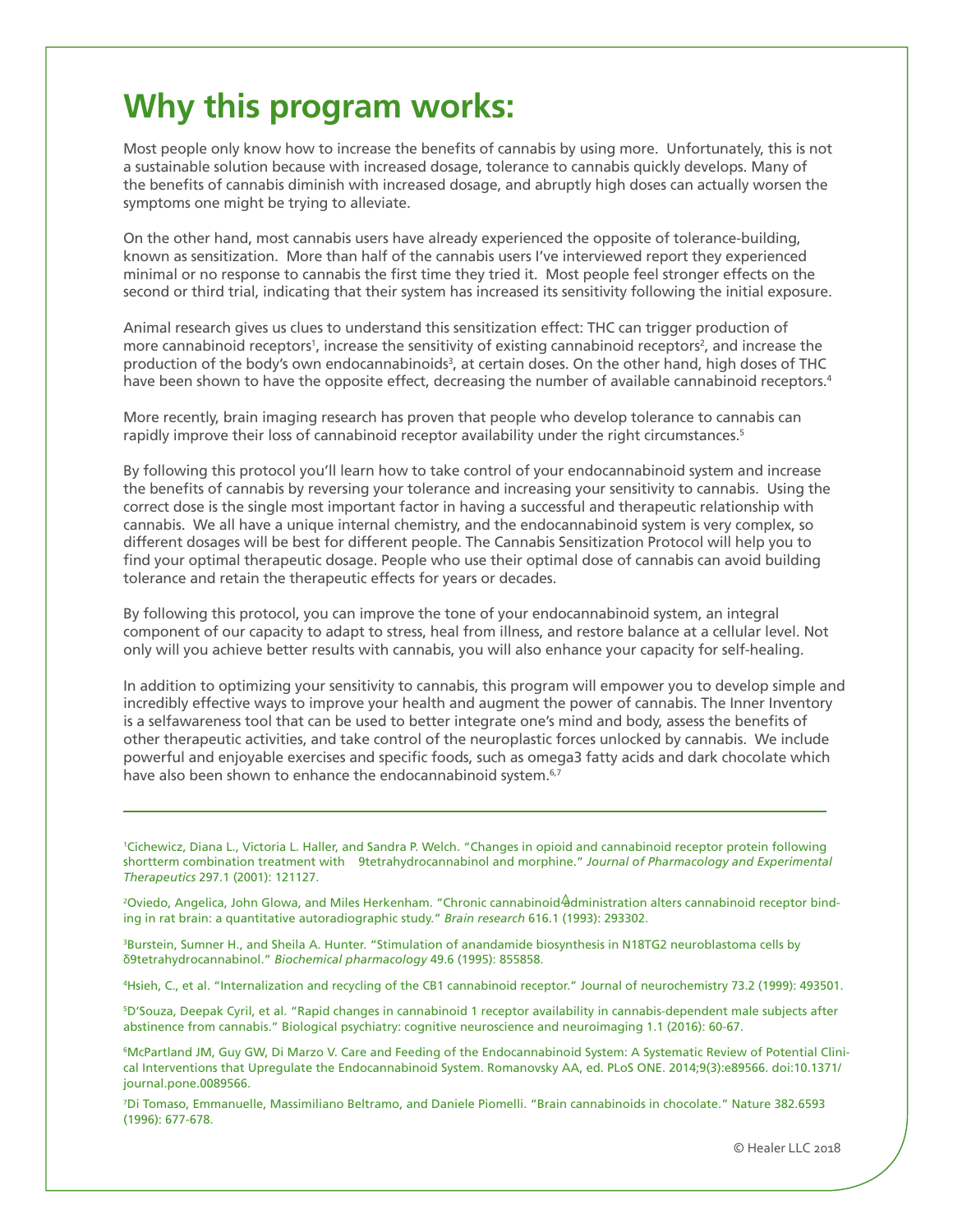# Why this program works:

Most people only know how to increase the benefits of cannabis by using more. Unfortunately, this is not a sustainable solution because with increased dosage, tolerance to cannabis quickly develops. Many of the benefits of cannabis diminish with increased dosage, and abruptly high doses can actually worsen the symptoms one might be trying to alleviate.

On the other hand, most cannabis users have already experienced the opposite of tolerance-building, known as sensitization. More than half of the cannabis users I've interviewed report they experienced minimal or no response to cannabis the first time they tried it. Most people feel stronger effects on the second or third trial, indicating that their system has increased its sensitivity following the initial exposure.

Animal research gives us clues to understand this sensitization effect: THC can trigger production of more cannabinoid receptors[1], increase the sensitivity of existing cannabinoid receptors[2], and increase the production of the body's own endocannabinoids[3], at certain doses. On the other hand, high doses of THC have been shown to have the opposite effect, decreasing the number of available cannabinoid receptors.[4]

More recently, brain imaging research has proven that people who develop tolerance to cannabis can rapidly improve their loss of cannabinoid receptor availability under the right circumstances.[5]

By following this protocol you'll learn how to take control of your endocannabinoid system and increase the benefits of cannabis by reversing your tolerance and increasing your sensitivity to cannabis. Using the correct dose is the single most important factor in having a successful and therapeutic relationship with cannabis. We all have a unique internal chemistry, and the endocannabinoid system is very complex, so different dosages will be best for different people. The Cannabis Sensitization Protocol will help you to find your optimal therapeutic dosage. People who use their optimal dose of cannabis can avoid building tolerance and retain the therapeutic effects for years or decades.

By following this protocol, you can improve the tone of your endocannabinoid system, an integral component of our capacity to adapt to stress, heal from illness, and restore balance at a cellular level. Not only will you achieve better results with cannabis, you will also enhance your capacity for self-healing.

In addition to optimizing your sensitivity to cannabis, this program will empower you to develop simple and incredibly effective ways to improve your health and augment the power of cannabis. The Inner Inventory is a selfawareness tool that can be used to better integrate one's mind and body, assess the benefits of other therapeutic activities, and take control of the neuroplastic forces unlocked by cannabis. We include powerful and enjoyable exercises and specific foods, such as omega3 fatty acids and dark chocolate which have also been shown to enhance the endocannabinoid system.[6,7]

---

[1] Cichewicz, Diana L., Victoria L. Haller, and Sandra P. Welch. "Changes in opioid and cannabinoid receptor protein following shortterm combination treatment with 9tetrahydrocannabinol and morphine." *Journal of Pharmacology and Experimental Therapeutics* 297.1 (2001): 121127.

[2] Oviedo, Angelica, John Glowa, and Miles Herkenham. "Chronic cannabinoid administration alters cannabinoid receptor binding in rat brain: a quantitative autoradiographic study." *Brain research* 616.1 (1993): 293302.

[3] Burstein, Sumner H., and Sheila A. Hunter. "Stimulation of anandamide biosynthesis in N18TG2 neuroblastoma cells by δ9tetrahydrocannabinol." *Biochemical pharmacology* 49.6 (1995): 855858.

[4] Hsieh, C., et al. "Internalization and recycling of the CB1 cannabinoid receptor." Journal of neurochemistry 73.2 (1999): 493501.

[5] D'Souza, Deepak Cyril, et al. "Rapid changes in cannabinoid 1 receptor availability in cannabis-dependent male subjects after abstinence from cannabis." Biological psychiatry: cognitive neuroscience and neuroimaging 1.1 (2016): 60-67.

[6] McPartland JM, Guy GW, Di Marzo V. Care and Feeding of the Endocannabinoid System: A Systematic Review of Potential Clinical Interventions that Upregulate the Endocannabinoid System. Romanovsky AA, ed. PLoS ONE. 2014;9(3):e89566. doi:10.1371/journal.pone.0089566.

[7] Di Tomaso, Emmanuelle, Massimiliano Beltramo, and Daniele Piomelli. "Brain cannabinoids in chocolate." Nature 382.6593 (1996): 677-678.

© Healer LLC 2018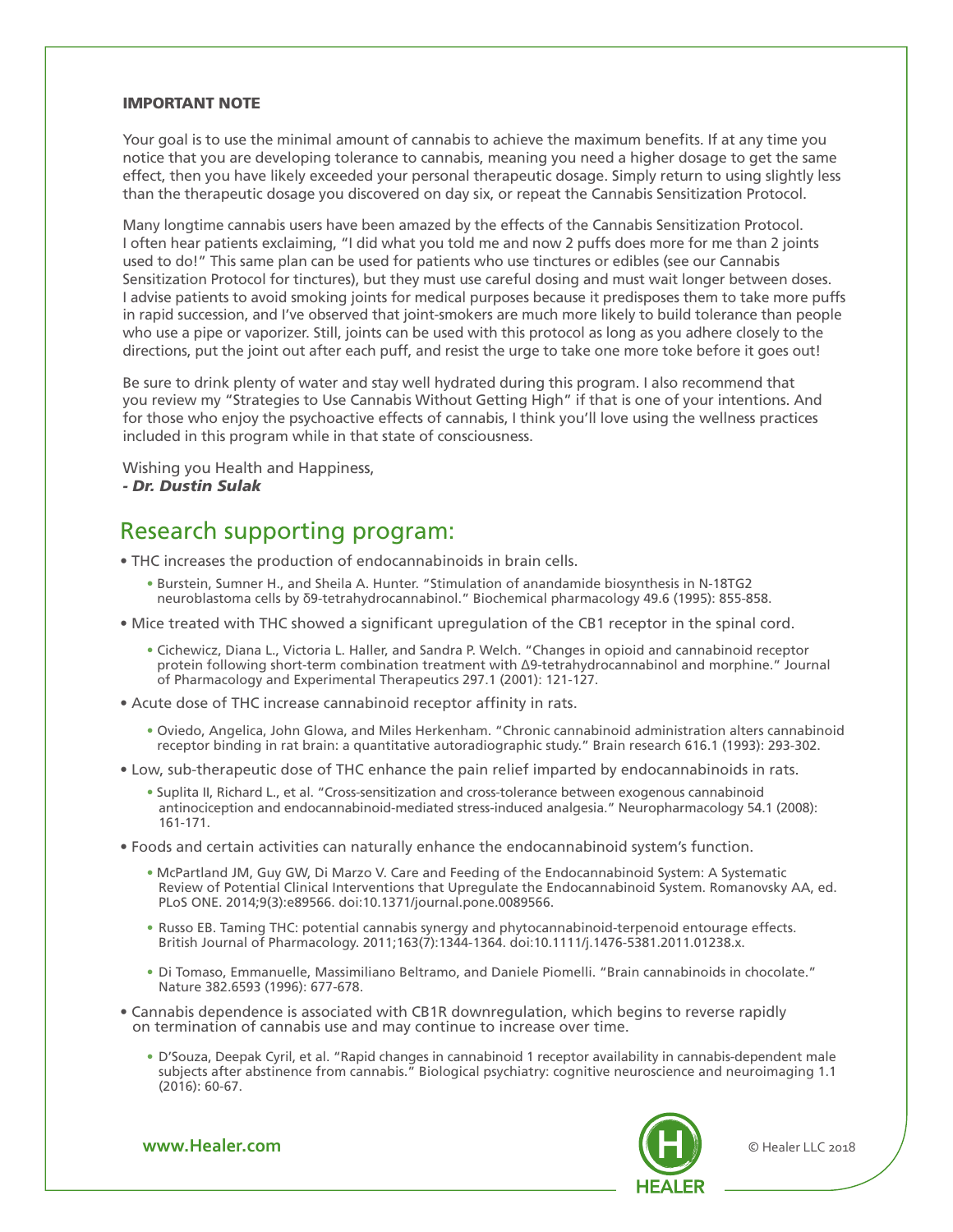**IMPORTANT NOTE**

Your goal is to use the minimal amount of cannabis to achieve the maximum benefits. If at any time you notice that you are developing tolerance to cannabis, meaning you need a higher dosage to get the same effect, then you have likely exceeded your personal therapeutic dosage. Simply return to using slightly less than the therapeutic dosage you discovered on day six, or repeat the Cannabis Sensitization Protocol.

Many longtime cannabis users have been amazed by the effects of the Cannabis Sensitization Protocol. I often hear patients exclaiming, "I did what you told me and now 2 puffs does more for me than 2 joints used to do!" This same plan can be used for patients who use tinctures or edibles (see our Cannabis Sensitization Protocol for tinctures), but they must use careful dosing and must wait longer between doses. I advise patients to avoid smoking joints for medical purposes because it predisposes them to take more puffs in rapid succession, and I've observed that joint-smokers are much more likely to build tolerance than people who use a pipe or vaporizer. Still, joints can be used with this protocol as long as you adhere closely to the directions, put the joint out after each puff, and resist the urge to take one more toke before it goes out!

Be sure to drink plenty of water and stay well hydrated during this program. I also recommend that you review my "Strategies to Use Cannabis Without Getting High" if that is one of your intentions. And for those who enjoy the psychoactive effects of cannabis, I think you'll love using the wellness practices included in this program while in that state of consciousness.

Wishing you Health and Happiness,
***- Dr. Dustin Sulak***

## Research supporting program:

- THC increases the production of endocannabinoids in brain cells.
  - Burstein, Sumner H., and Sheila A. Hunter. "Stimulation of anandamide biosynthesis in N-18TG2 neuroblastoma cells by δ9-tetrahydrocannabinol." Biochemical pharmacology 49.6 (1995): 855-858.
- Mice treated with THC showed a significant upregulation of the CB1 receptor in the spinal cord.
  - Cichewicz, Diana L., Victoria L. Haller, and Sandra P. Welch. "Changes in opioid and cannabinoid receptor protein following short-term combination treatment with Δ9-tetrahydrocannabinol and morphine." Journal of Pharmacology and Experimental Therapeutics 297.1 (2001): 121-127.
- Acute dose of THC increase cannabinoid receptor affinity in rats.
  - Oviedo, Angelica, John Glowa, and Miles Herkenham. "Chronic cannabinoid administration alters cannabinoid receptor binding in rat brain: a quantitative autoradiographic study." Brain research 616.1 (1993): 293-302.
- Low, sub-therapeutic dose of THC enhance the pain relief imparted by endocannabinoids in rats.
  - Suplita II, Richard L., et al. "Cross-sensitization and cross-tolerance between exogenous cannabinoid antinociception and endocannabinoid-mediated stress-induced analgesia." Neuropharmacology 54.1 (2008): 161-171.
- Foods and certain activities can naturally enhance the endocannabinoid system's function.
  - McPartland JM, Guy GW, Di Marzo V. Care and Feeding of the Endocannabinoid System: A Systematic Review of Potential Clinical Interventions that Upregulate the Endocannabinoid System. Romanovsky AA, ed. PLoS ONE. 2014;9(3):e89566. doi:10.1371/journal.pone.0089566.
  - Russo EB. Taming THC: potential cannabis synergy and phytocannabinoid-terpenoid entourage effects. British Journal of Pharmacology. 2011;163(7):1344-1364. doi:10.1111/j.1476-5381.2011.01238.x.
  - Di Tomaso, Emmanuelle, Massimiliano Beltramo, and Daniele Piomelli. "Brain cannabinoids in chocolate." Nature 382.6593 (1996): 677-678.
- Cannabis dependence is associated with CB1R downregulation, which begins to reverse rapidly on termination of cannabis use and may continue to increase over time.
  - D'Souza, Deepak Cyril, et al. "Rapid changes in cannabinoid 1 receptor availability in cannabis-dependent male subjects after abstinence from cannabis." Biological psychiatry: cognitive neuroscience and neuroimaging 1.1 (2016): 60-67.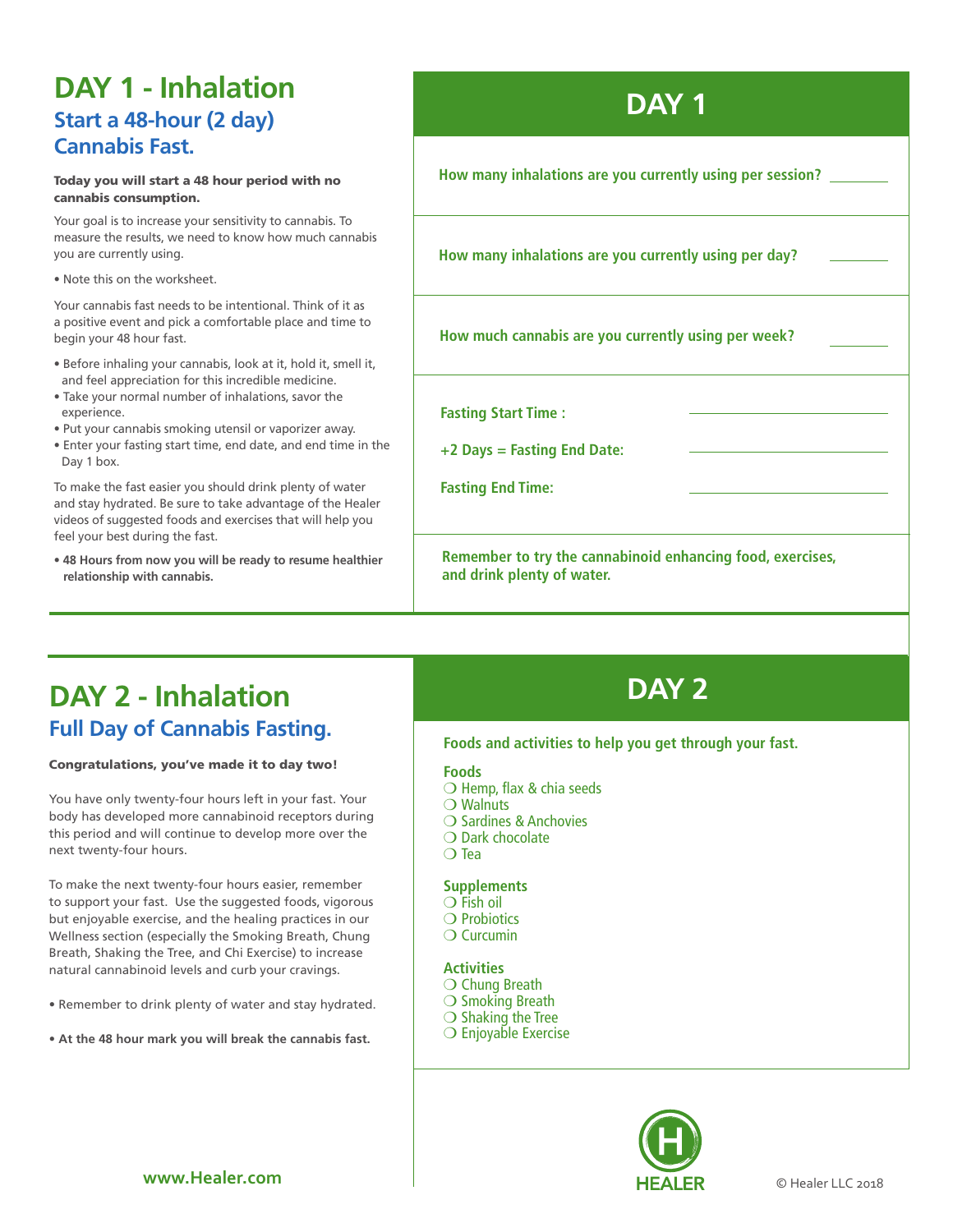# DAY 1 - Inhalation

## Start a 48-hour (2 day) Cannabis Fast.

**Today you will start a 48 hour period with no cannabis consumption.**

Your goal is to increase your sensitivity to cannabis. To measure the results, we need to know how much cannabis you are currently using.

- Note this on the worksheet.

Your cannabis fast needs to be intentional. Think of it as a positive event and pick a comfortable place and time to begin your 48 hour fast.

- Before inhaling your cannabis, look at it, hold it, smell it, and feel appreciation for this incredible medicine.
- Take your normal number of inhalations, savor the experience.
- Put your cannabis smoking utensil or vaporizer away.
- Enter your fasting start time, end date, and end time in the Day 1 box.

To make the fast easier you should drink plenty of water and stay hydrated. Be sure to take advantage of the Healer videos of suggested foods and exercises that will help you feel your best during the fast.

- **48 Hours from now you will be ready to resume healthier relationship with cannabis.**

## DAY 1

**How many inhalations are you currently using per session?** ________

**How many inhalations are you currently using per day?** ________

**How much cannabis are you currently using per week?** ________

**Fasting Start Time :** ________________

**+2 Days = Fasting End Date:** ________________

**Fasting End Time:** ________________

**Remember to try the cannabinoid enhancing food, exercises, and drink plenty of water.**

# DAY 2 - Inhalation

## Full Day of Cannabis Fasting.

**Congratulations, you've made it to day two!**

You have only twenty-four hours left in your fast. Your body has developed more cannabinoid receptors during this period and will continue to develop more over the next twenty-four hours.

To make the next twenty-four hours easier, remember to support your fast. Use the suggested foods, vigorous but enjoyable exercise, and the healing practices in our Wellness section (especially the Smoking Breath, Chung Breath, Shaking the Tree, and Chi Exercise) to increase natural cannabinoid levels and curb your cravings.

- Remember to drink plenty of water and stay hydrated.
- **At the 48 hour mark you will break the cannabis fast.**

## DAY 2

**Foods and activities to help you get through your fast.**

**Foods**

- ❍ Hemp, flax & chia seeds
- ❍ Walnuts
- ❍ Sardines & Anchovies
- ❍ Dark chocolate
- ❍ Tea

**Supplements**

- ❍ Fish oil
- ❍ Probiotics
- ❍ Curcumin

**Activities**

- ❍ Chung Breath
- ❍ Smoking Breath
- ❍ Shaking the Tree
- ❍ Enjoyable Exercise

www.Healer.com

HEALER

© Healer LLC 2018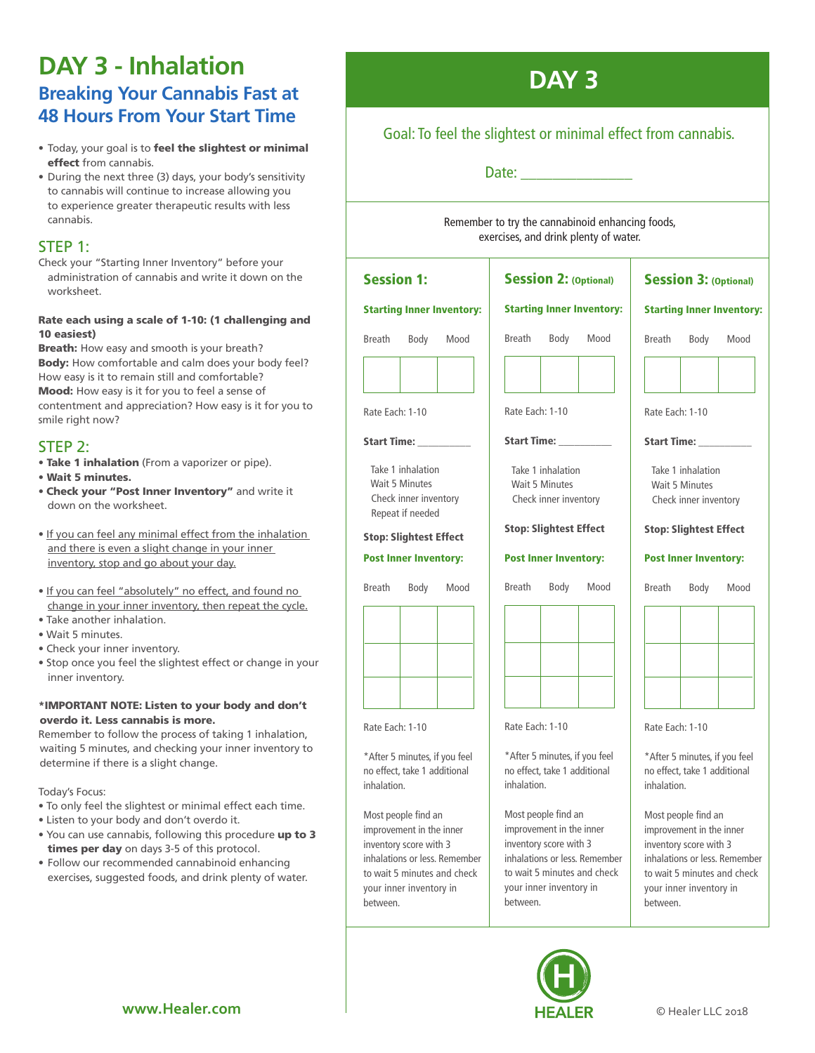# DAY 3 - Inhalation

## Breaking Your Cannabis Fast at 48 Hours From Your Start Time

- Today, your goal is to **feel the slightest or minimal effect** from cannabis.
- During the next three (3) days, your body's sensitivity to cannabis will continue to increase allowing you to experience greater therapeutic results with less cannabis.

### STEP 1:

Check your "Starting Inner Inventory" before your administration of cannabis and write it down on the worksheet.

**Rate each using a scale of 1-10: (1 challenging and 10 easiest)**
**Breath:** How easy and smooth is your breath?
**Body:** How comfortable and calm does your body feel? How easy is it to remain still and comfortable?
**Mood:** How easy is it for you to feel a sense of contentment and appreciation? How easy is it for you to smile right now?

### STEP 2:

- **Take 1 inhalation** (From a vaporizer or pipe).
- **Wait 5 minutes.**
- **Check your "Post Inner Inventory"** and write it down on the worksheet.

- If you can feel any minimal effect from the inhalation and there is even a slight change in your inner inventory, stop and go about your day.

- If you can feel "absolutely" no effect, and found no change in your inner inventory, then repeat the cycle.
- Take another inhalation.
- Wait 5 minutes.
- Check your inner inventory.
- Stop once you feel the slightest effect or change in your inner inventory.

**\*IMPORTANT NOTE: Listen to your body and don't overdo it. Less cannabis is more.**
Remember to follow the process of taking 1 inhalation, waiting 5 minutes, and checking your inner inventory to determine if there is a slight change.

Today's Focus:
- To only feel the slightest or minimal effect each time.
- Listen to your body and don't overdo it.
- You can use cannabis, following this procedure **up to 3 times per day** on days 3-5 of this protocol.
- Follow our recommended cannabinoid enhancing exercises, suggested foods, and drink plenty of water.

www.Healer.com

# DAY 3

Goal: To feel the slightest or minimal effect from cannabis.

Date: _______________

Remember to try the cannabinoid enhancing foods, exercises, and drink plenty of water.

| **Session 1:** | **Session 2:** (Optional) | **Session 3:** (Optional) |
|---|---|---|
| **Starting Inner Inventory:** | **Starting Inner Inventory:** | **Starting Inner Inventory:** |
| Breath / Body / Mood | Breath / Body / Mood | Breath / Body / Mood |
| Rate Each: 1-10 | Rate Each: 1-10 | Rate Each: 1-10 |
| **Start Time:** __________ | **Start Time:** __________ | **Start Time:** __________ |
| Take 1 inhalation<br>Wait 5 Minutes<br>Check inner inventory<br>Repeat if needed | Take 1 inhalation<br>Wait 5 Minutes<br>Check inner inventory | Take 1 inhalation<br>Wait 5 Minutes<br>Check inner inventory |
| **Stop: Slightest Effect** | **Stop: Slightest Effect** | **Stop: Slightest Effect** |
| **Post Inner Inventory:** | **Post Inner Inventory:** | **Post Inner Inventory:** |
| Breath / Body / Mood | Breath / Body / Mood | Breath / Body / Mood |
| Rate Each: 1-10 | Rate Each: 1-10 | Rate Each: 1-10 |
| \*After 5 minutes, if you feel no effect, take 1 additional inhalation. | \*After 5 minutes, if you feel no effect, take 1 additional inhalation. | \*After 5 minutes, if you feel no effect, take 1 additional inhalation. |
| Most people find an improvement in the inner inventory score with 3 inhalations or less. Remember to wait 5 minutes and check your inner inventory in between. | Most people find an improvement in the inner inventory score with 3 inhalations or less. Remember to wait 5 minutes and check your inner inventory in between. | Most people find an improvement in the inner inventory score with 3 inhalations or less. Remember to wait 5 minutes and check your inner inventory in between. |

HEALER

© Healer LLC 2018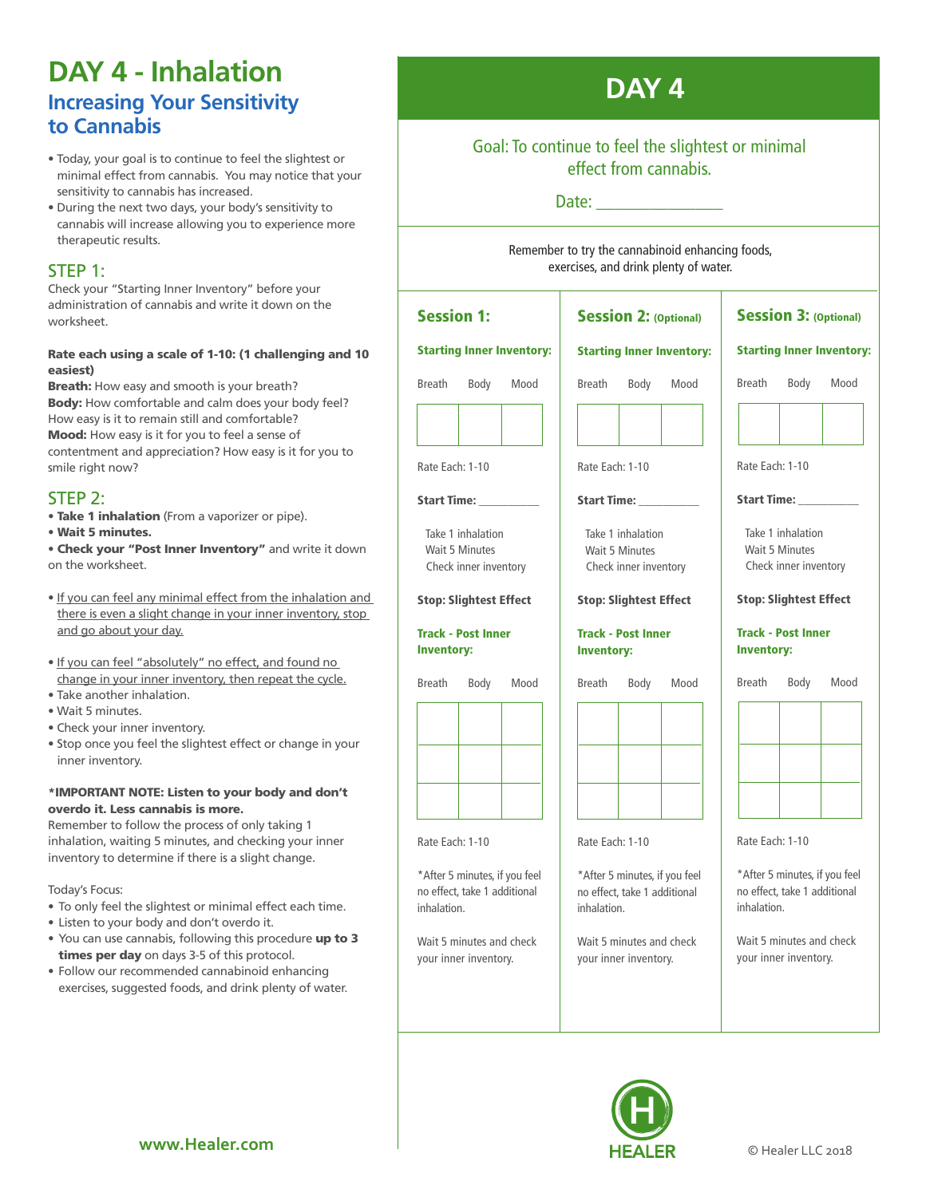# DAY 4 - Inhalation

## Increasing Your Sensitivity to Cannabis

- Today, your goal is to continue to feel the slightest or minimal effect from cannabis. You may notice that your sensitivity to cannabis has increased.
- During the next two days, your body's sensitivity to cannabis will increase allowing you to experience more therapeutic results.

### STEP 1:

Check your "Starting Inner Inventory" before your administration of cannabis and write it down on the worksheet.

**Rate each using a scale of 1-10: (1 challenging and 10 easiest)**
**Breath:** How easy and smooth is your breath?
**Body:** How comfortable and calm does your body feel? How easy is it to remain still and comfortable?
**Mood:** How easy is it for you to feel a sense of contentment and appreciation? How easy is it for you to smile right now?

### STEP 2:

- **Take 1 inhalation** (From a vaporizer or pipe).
- **Wait 5 minutes.**
- **Check your "Post Inner Inventory"** and write it down on the worksheet.

- <u>If you can feel any minimal effect from the inhalation and there is even a slight change in your inner inventory, stop and go about your day.</u>

- <u>If you can feel "absolutely" no effect, and found no change in your inner inventory, then repeat the cycle.</u>
- Take another inhalation.
- Wait 5 minutes.
- Check your inner inventory.
- Stop once you feel the slightest effect or change in your inner inventory.

**\*IMPORTANT NOTE: Listen to your body and don't overdo it. Less cannabis is more.**
Remember to follow the process of only taking 1 inhalation, waiting 5 minutes, and checking your inner inventory to determine if there is a slight change.

Today's Focus:

- To only feel the slightest or minimal effect each time.
- Listen to your body and don't overdo it.
- You can use cannabis, following this procedure **up to 3 times per day** on days 3-5 of this protocol.
- Follow our recommended cannabinoid enhancing exercises, suggested foods, and drink plenty of water.

www.Healer.com

# DAY 4

Goal: To continue to feel the slightest or minimal effect from cannabis.

Date: ________________

Remember to try the cannabinoid enhancing foods, exercises, and drink plenty of water.

| Session 1: | Session 2: (Optional) | Session 3: (Optional) |
|---|---|---|
| **Starting Inner Inventory:** | **Starting Inner Inventory:** | **Starting Inner Inventory:** |
| Breath / Body / Mood | Breath / Body / Mood | Breath / Body / Mood |
| Rate Each: 1-10 | Rate Each: 1-10 | Rate Each: 1-10 |
| **Start Time:** __________ | **Start Time:** __________ | **Start Time:** __________ |
| Take 1 inhalation<br>Wait 5 Minutes<br>Check inner inventory | Take 1 inhalation<br>Wait 5 Minutes<br>Check inner inventory | Take 1 inhalation<br>Wait 5 Minutes<br>Check inner inventory |
| **Stop: Slightest Effect** | **Stop: Slightest Effect** | **Stop: Slightest Effect** |
| **Track - Post Inner Inventory:** | **Track - Post Inner Inventory:** | **Track - Post Inner Inventory:** |
| Breath / Body / Mood | Breath / Body / Mood | Breath / Body / Mood |
| Rate Each: 1-10 | Rate Each: 1-10 | Rate Each: 1-10 |
| *After 5 minutes, if you feel no effect, take 1 additional inhalation. | *After 5 minutes, if you feel no effect, take 1 additional inhalation. | *After 5 minutes, if you feel no effect, take 1 additional inhalation. |
| Wait 5 minutes and check your inner inventory. | Wait 5 minutes and check your inner inventory. | Wait 5 minutes and check your inner inventory. |

HEALER

© Healer LLC 2018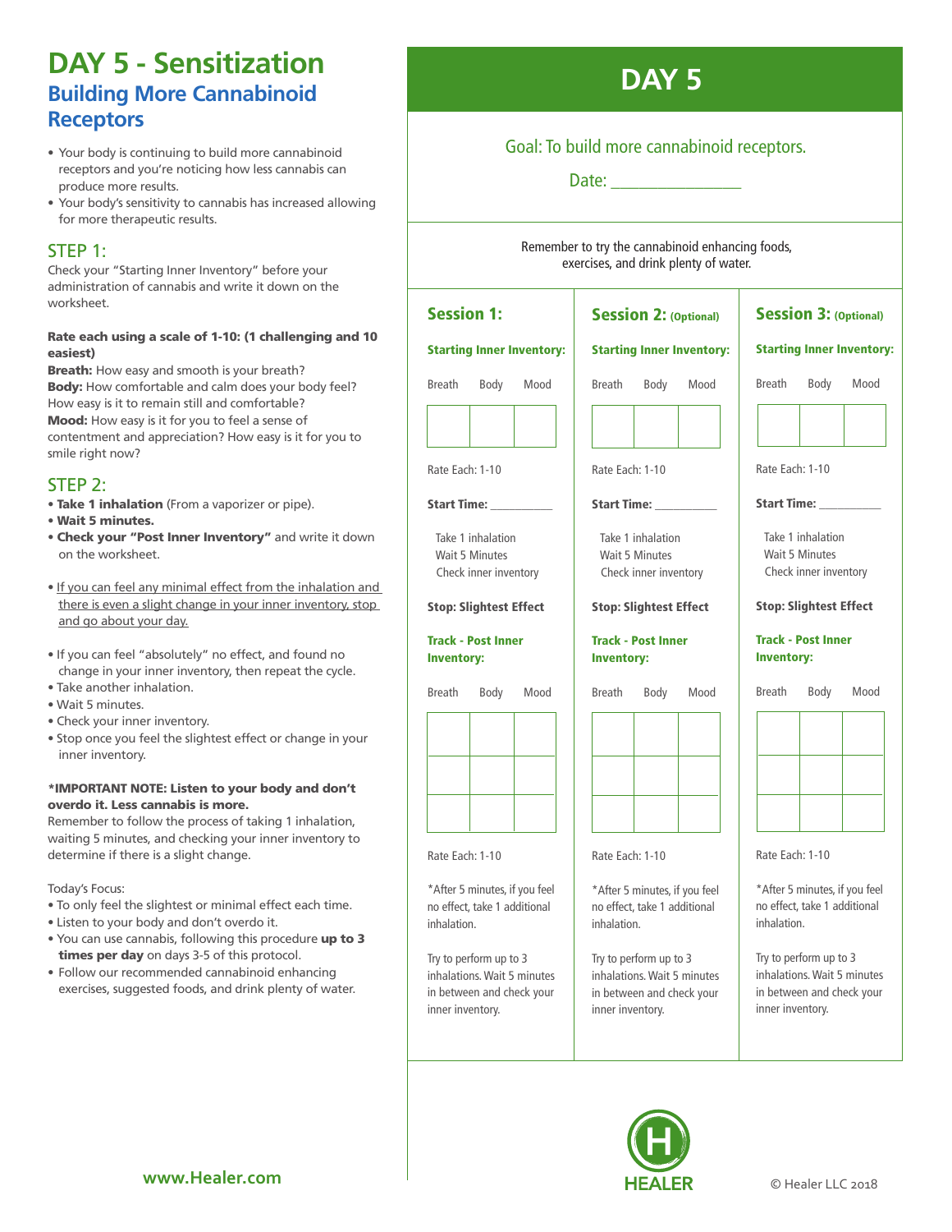# DAY 5 - Sensitization

## Building More Cannabinoid Receptors

- Your body is continuing to build more cannabinoid receptors and you're noticing how less cannabis can produce more results.
- Your body's sensitivity to cannabis has increased allowing for more therapeutic results.

## STEP 1:

Check your "Starting Inner Inventory" before your administration of cannabis and write it down on the worksheet.

**Rate each using a scale of 1-10: (1 challenging and 10 easiest)**
**Breath:** How easy and smooth is your breath?
**Body:** How comfortable and calm does your body feel? How easy is it to remain still and comfortable?
**Mood:** How easy is it for you to feel a sense of contentment and appreciation? How easy is it for you to smile right now?

## STEP 2:

- **Take 1 inhalation** (From a vaporizer or pipe).
- **Wait 5 minutes.**
- **Check your "Post Inner Inventory"** and write it down on the worksheet.

- <u>If you can feel any minimal effect from the inhalation and there is even a slight change in your inner inventory, stop and go about your day.</u>

- If you can feel "absolutely" no effect, and found no change in your inner inventory, then repeat the cycle.
- Take another inhalation.
- Wait 5 minutes.
- Check your inner inventory.
- Stop once you feel the slightest effect or change in your inner inventory.

**\*IMPORTANT NOTE: Listen to your body and don't overdo it. Less cannabis is more.**
Remember to follow the process of taking 1 inhalation, waiting 5 minutes, and checking your inner inventory to determine if there is a slight change.

Today's Focus:
- To only feel the slightest or minimal effect each time.
- Listen to your body and don't overdo it.
- You can use cannabis, following this procedure **up to 3 times per day** on days 3-5 of this protocol.
- Follow our recommended cannabinoid enhancing exercises, suggested foods, and drink plenty of water.

www.Healer.com

# DAY 5

Goal: To build more cannabinoid receptors.

Date: ________________

Remember to try the cannabinoid enhancing foods, exercises, and drink plenty of water.

### Session 1:

**Starting Inner Inventory:**

| Breath | Body | Mood |
|---|---|---|
| | | |

Rate Each: 1-10

**Start Time:** __________

Take 1 inhalation
Wait 5 Minutes
Check inner inventory

**Stop: Slightest Effect**

**Track - Post Inner Inventory:**

| Breath | Body | Mood |
|---|---|---|
| | | |
| | | |
| | | |

Rate Each: 1-10

*After 5 minutes, if you feel no effect, take 1 additional inhalation.

Try to perform up to 3 inhalations. Wait 5 minutes in between and check your inner inventory.

### Session 2: (Optional)

**Starting Inner Inventory:**

| Breath | Body | Mood |
|---|---|---|
| | | |

Rate Each: 1-10

**Start Time:** __________

Take 1 inhalation
Wait 5 Minutes
Check inner inventory

**Stop: Slightest Effect**

**Track - Post Inner Inventory:**

| Breath | Body | Mood |
|---|---|---|
| | | |
| | | |
| | | |

Rate Each: 1-10

*After 5 minutes, if you feel no effect, take 1 additional inhalation.

Try to perform up to 3 inhalations. Wait 5 minutes in between and check your inner inventory.

### Session 3: (Optional)

**Starting Inner Inventory:**

| Breath | Body | Mood |
|---|---|---|
| | | |

Rate Each: 1-10

**Start Time:** __________

Take 1 inhalation
Wait 5 Minutes
Check inner inventory

**Stop: Slightest Effect**

**Track - Post Inner Inventory:**

| Breath | Body | Mood |
|---|---|---|
| | | |
| | | |
| | | |

Rate Each: 1-10

*After 5 minutes, if you feel no effect, take 1 additional inhalation.

Try to perform up to 3 inhalations. Wait 5 minutes in between and check your inner inventory.

HEALER

© Healer LLC 2018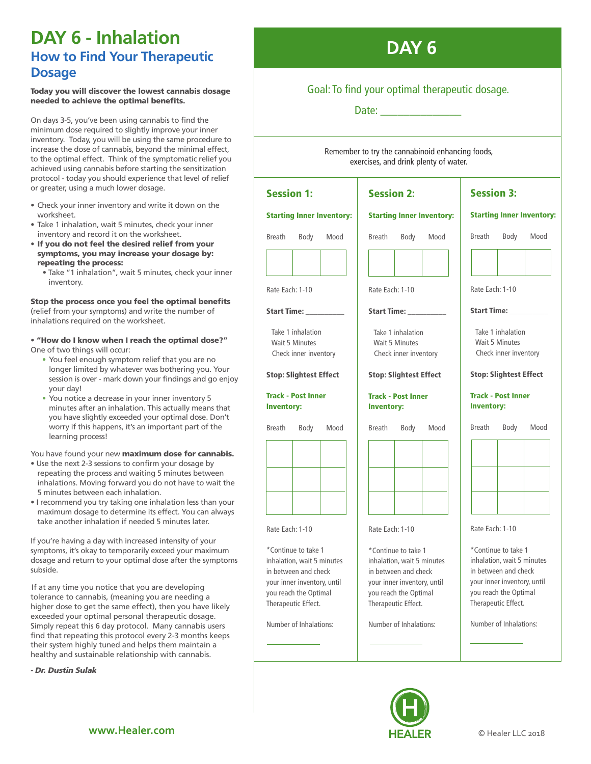# DAY 6 - Inhalation

## How to Find Your Therapeutic Dosage

**Today you will discover the lowest cannabis dosage needed to achieve the optimal benefits.**

On days 3-5, you've been using cannabis to find the minimum dose required to slightly improve your inner inventory. Today, you will be using the same procedure to increase the dose of cannabis, beyond the minimal effect, to the optimal effect. Think of the symptomatic relief you achieved using cannabis before starting the sensitization protocol - today you should experience that level of relief or greater, using a much lower dosage.

- Check your inner inventory and write it down on the worksheet.
- Take 1 inhalation, wait 5 minutes, check your inner inventory and record it on the worksheet.
- **If you do not feel the desired relief from your symptoms, you may increase your dosage by: repeating the process:**
  - Take "1 inhalation", wait 5 minutes, check your inner inventory.

**Stop the process once you feel the optimal benefits** (relief from your symptoms) and write the number of inhalations required on the worksheet.

- **"How do I know when I reach the optimal dose?"**

One of two things will occur:

- You feel enough symptom relief that you are no longer limited by whatever was bothering you. Your session is over - mark down your findings and go enjoy your day!
- You notice a decrease in your inner inventory 5 minutes after an inhalation. This actually means that you have slightly exceeded your optimal dose. Don't worry if this happens, it's an important part of the learning process!

You have found your new **maximum dose for cannabis.**

- Use the next 2-3 sessions to confirm your dosage by repeating the process and waiting 5 minutes between inhalations. Moving forward you do not have to wait the 5 minutes between each inhalation.
- I recommend you try taking one inhalation less than your maximum dosage to determine its effect. You can always take another inhalation if needed 5 minutes later.

If you're having a day with increased intensity of your symptoms, it's okay to temporarily exceed your maximum dosage and return to your optimal dose after the symptoms subside.

If at any time you notice that you are developing tolerance to cannabis, (meaning you are needing a higher dose to get the same effect), then you have likely exceeded your optimal personal therapeutic dosage. Simply repeat this 6 day protocol. Many cannabis users find that repeating this protocol every 2-3 months keeps their system highly tuned and helps them maintain a healthy and sustainable relationship with cannabis.

***- Dr. Dustin Sulak***

# DAY 6

Goal: To find your optimal therapeutic dosage.

Date: _______________

Remember to try the cannabinoid enhancing foods, exercises, and drink plenty of water.

## Session 1:

**Starting Inner Inventory:**

| Breath | Body | Mood |
|---|---|---|
| | | |

Rate Each: 1-10

**Start Time:** __________

Take 1 inhalation
Wait 5 Minutes
Check inner inventory

**Stop: Slightest Effect**

**Track - Post Inner Inventory:**

| Breath | Body | Mood |
|---|---|---|
| | | |
| | | |
| | | |

Rate Each: 1-10

*Continue to take 1 inhalation, wait 5 minutes in between and check your inner inventory, until you reach the Optimal Therapeutic Effect.

Number of Inhalations: ____________

## Session 2:

**Starting Inner Inventory:**

| Breath | Body | Mood |
|---|---|---|
| | | |

Rate Each: 1-10

**Start Time:** __________

Take 1 inhalation
Wait 5 Minutes
Check inner inventory

**Stop: Slightest Effect**

**Track - Post Inner Inventory:**

| Breath | Body | Mood |
|---|---|---|
| | | |
| | | |
| | | |

Rate Each: 1-10

*Continue to take 1 inhalation, wait 5 minutes in between and check your inner inventory, until you reach the Optimal Therapeutic Effect.

Number of Inhalations: ____________

## Session 3:

**Starting Inner Inventory:**

| Breath | Body | Mood |
|---|---|---|
| | | |

Rate Each: 1-10

**Start Time:** __________

Take 1 inhalation
Wait 5 Minutes
Check inner inventory

**Stop: Slightest Effect**

**Track - Post Inner Inventory:**

| Breath | Body | Mood |
|---|---|---|
| | | |
| | | |
| | | |

Rate Each: 1-10

*Continue to take 1 inhalation, wait 5 minutes in between and check your inner inventory, until you reach the Optimal Therapeutic Effect.

Number of Inhalations: ____________

www.Healer.com

HEALER

© Healer LLC 2018